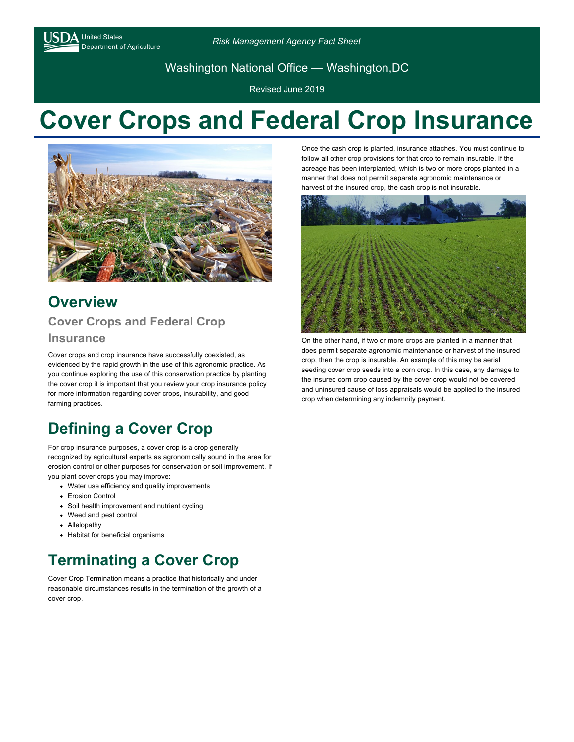USDA United States Department of Agriculture

*Risk Management Agency Fact Sheet*

Washington National Office — Washington,DC

Revised June 2019

# Cover Crops and Federal Crop Insurance

## Overview

### Cover Crops and Federal Crop Insurance

Cover crops and crop insurance have successfully coexisted, as evidenced by the rapid growth in the use of this agronomic practice. As you continue exploring the use of this conservation practice by planting the cover crop it is important that you review your crop insurance policy for more information regarding cover crops, insurability, and good farming practices.

## Defining a Cover Crop

For crop insurance purposes, a cover crop is a crop generally recognized by agricultural experts as agronomically sound in the area for erosion control or other purposes for conservation or soil improvement. If you plant cover crops you may improve:

- Water use efficiency and quality improvements
- Erosion Control
- Soil health improvement and nutrient cycling
- Weed and pest control
- Allelopathy
- Habitat for beneficial organisms

## Terminating a Cover Crop

Cover Crop Termination means a practice that historically and under reasonable circumstances results in the termination of the growth of a cover crop.

Once the cash crop is planted, insurance attaches. You must continue to follow all other crop provisions for that crop to remain insurable. If the acreage has been interplanted, which is two or more crops planted in a manner that does not permit separate agronomic maintenance or harvest of the insured crop, the cash crop is not insurable.

On the other hand, if two or more crops are planted in a manner that does permit separate agronomic maintenance or harvest of the insured crop, then the crop is insurable. An example of this may be aerial seeding cover crop seeds into a corn crop. In this case, any damage to the insured corn crop caused by the cover crop would not be covered and uninsured cause of loss appraisals would be applied to the insured crop when determining any indemnity payment.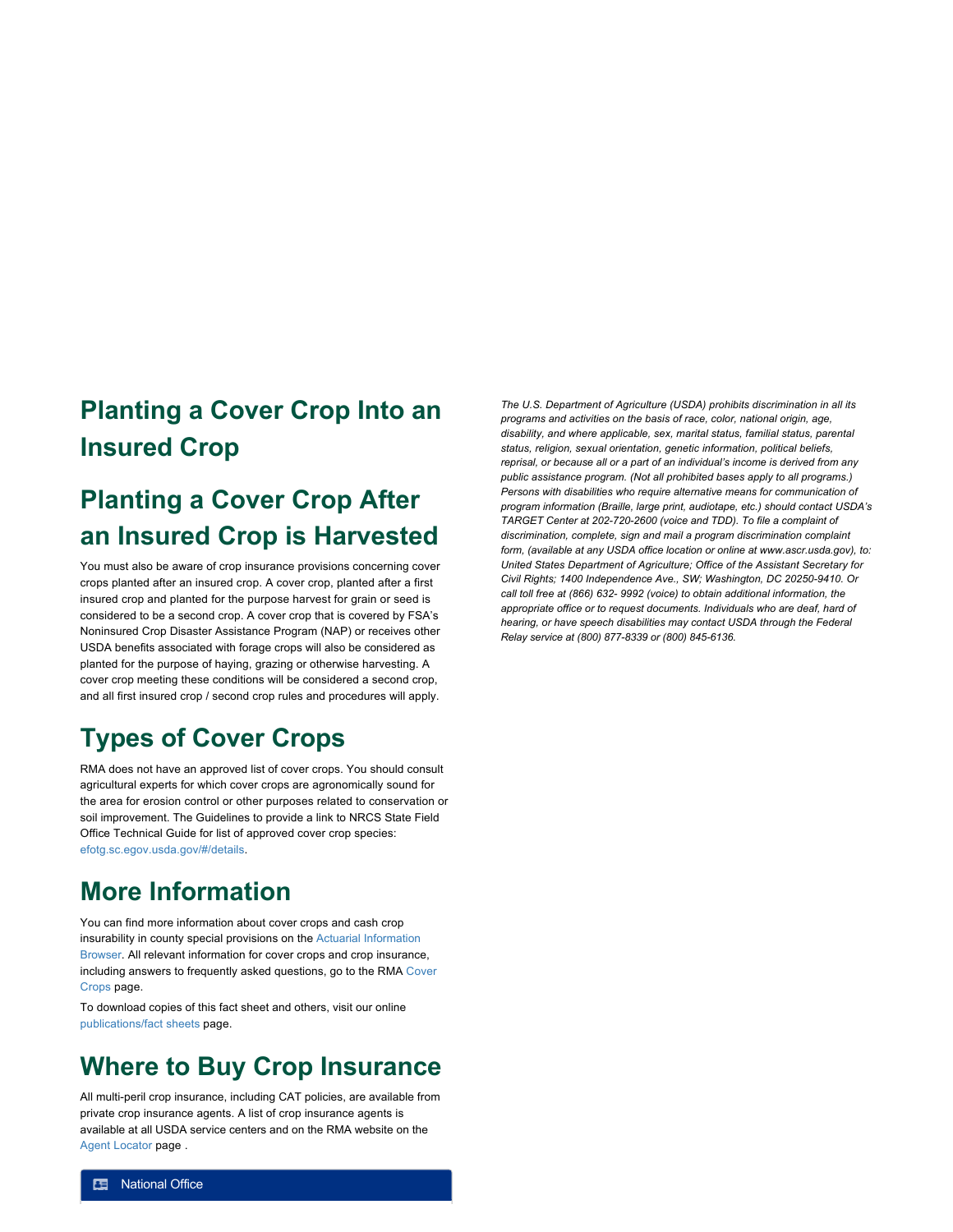## Planting a Cover Crop Into an Insured Crop

## Planting a Cover Crop After an Insured Crop is Harvested

You must also be aware of crop insurance provisions concerning cover crops planted after an insured crop. A cover crop, planted after a first insured crop and planted for the purpose harvest for grain or seed is considered to be a second crop. A cover crop that is covered by FSA's Noninsured Crop Disaster Assistance Program (NAP) or receives other USDA benefits associated with forage crops will also be considered as planted for the purpose of haying, grazing or otherwise harvesting. A cover crop meeting these conditions will be considered a second crop, and all first insured crop / second crop rules and procedures will apply.

## Types of Cover Crops

RMA does not have an approved list of cover crops. You should consult agricultural experts for which cover crops are agronomically sound for the area for erosion control or other purposes related to conservation or soil improvement. The Guidelines to provide a link to NRCS State Field Office Technical Guide for list of approved cover crop species: efotg.sc.egov.usda.gov/#/details.

## More Information

You can find more information about cover crops and cash crop insurability in county special provisions on the Actuarial Information Browser. All relevant information for cover crops and crop insurance, including answers to frequently asked questions, go to the RMA Cover Crops page.

To download copies of this fact sheet and others, visit our online publications/fact sheets page.

## Where to Buy Crop Insurance

All multi-peril crop insurance, including CAT policies, are available from private crop insurance agents. A list of crop insurance agents is available at all USDA service centers and on the RMA website on the Agent Locator page .

National Office

*The U.S. Department of Agriculture (USDA) prohibits discrimination in all its programs and activities on the basis of race, color, national origin, age, disability, and where applicable, sex, marital status, familial status, parental status, religion, sexual orientation, genetic information, political beliefs, reprisal, or because all or a part of an individual's income is derived from any public assistance program. (Not all prohibited bases apply to all programs.) Persons with disabilities who require alternative means for communication of program information (Braille, large print, audiotape, etc.) should contact USDA's TARGET Center at 202-720-2600 (voice and TDD). To file a complaint of discrimination, complete, sign and mail a program discrimination complaint form, (available at any USDA office location or online at www.ascr.usda.gov), to: United States Department of Agriculture; Office of the Assistant Secretary for Civil Rights; 1400 Independence Ave., SW; Washington, DC 20250-9410. Or call toll free at (866) 632- 9992 (voice) to obtain additional information, the appropriate office or to request documents. Individuals who are deaf, hard of hearing, or have speech disabilities may contact USDA through the Federal Relay service at (800) 877-8339 or (800) 845-6136.*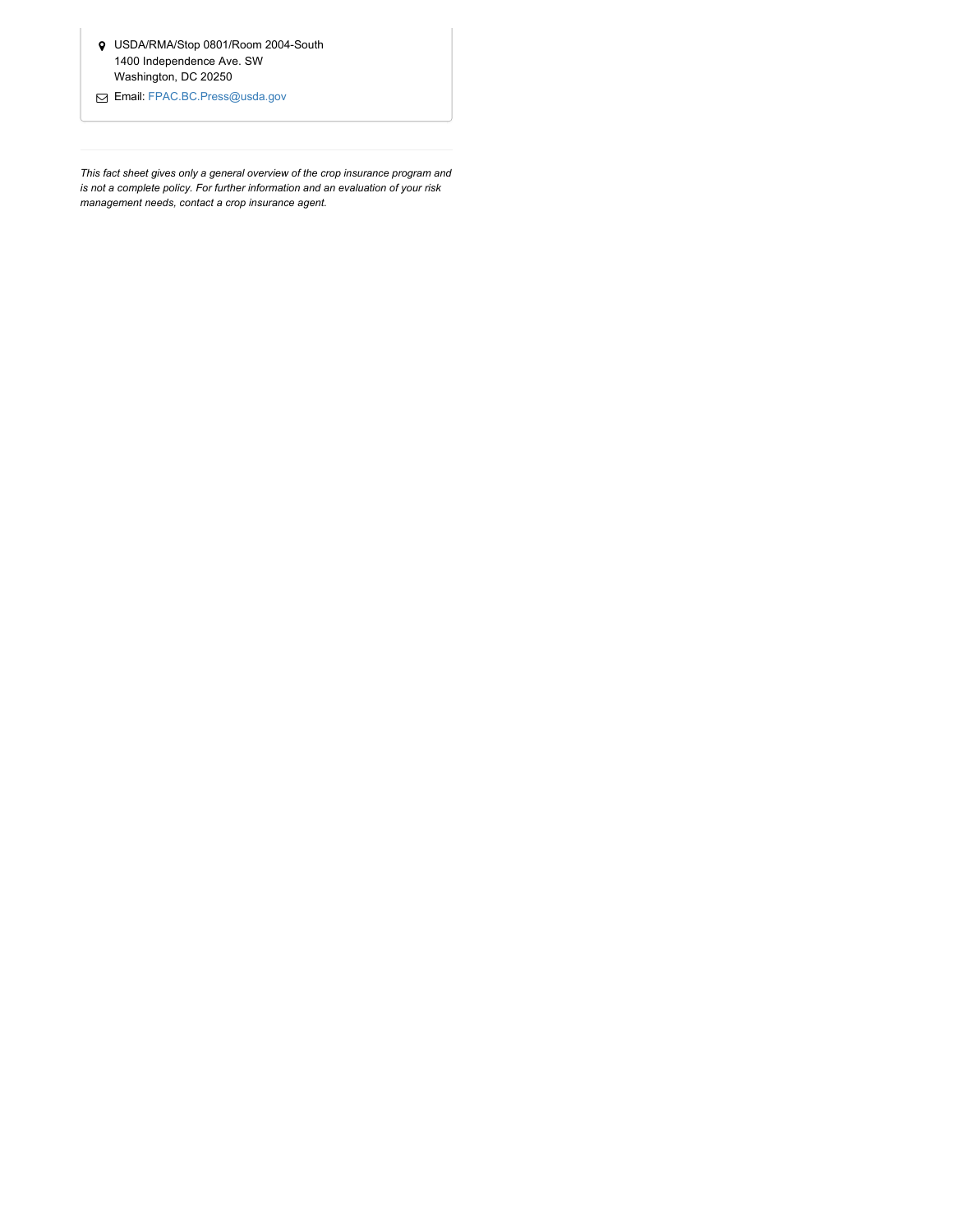USDA/RMA/Stop 0801/Room 2004-South
1400 Independence Ave. SW
Washington, DC 20250

Email: FPAC.BC.Press@usda.gov

---

*This fact sheet gives only a general overview of the crop insurance program and is not a complete policy. For further information and an evaluation of your risk management needs, contact a crop insurance agent.*